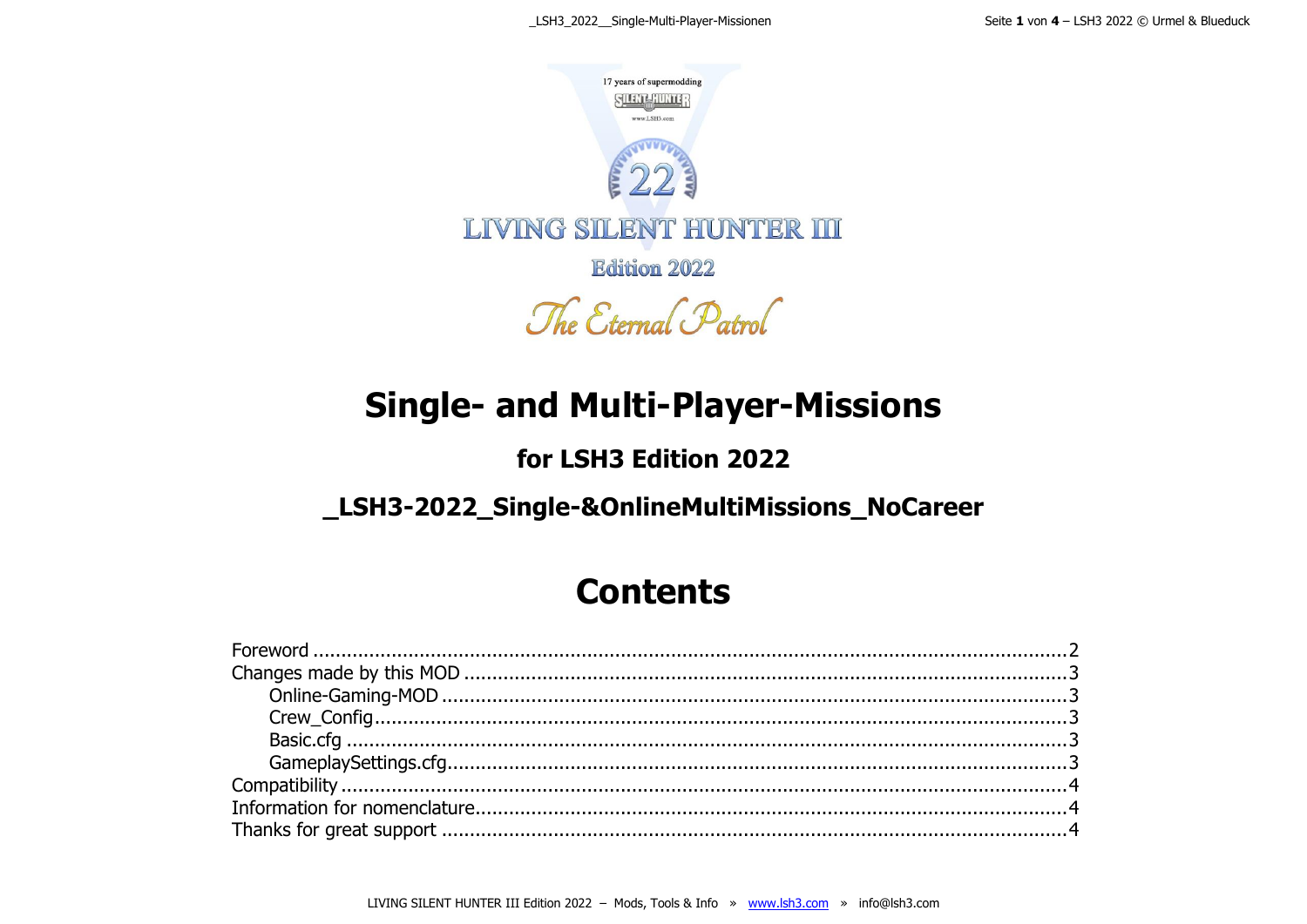# Single- and Multi-Player-Missions

## for LSH3 Edition 2022

## _LSH3-2022_Single-&OnlineMultiMissions_NoCareer

# Contents

Foreword ............................................................................................................2
Changes made by this MOD ...............................................................................3
    Online-Gaming-MOD ......................................................................................3
    Crew_Config...................................................................................................3
    Basic.cfg .......................................................................................................3
    GameplaySettings.cfg.....................................................................................3
Compatibility .......................................................................................................4
Information for nomenclature...............................................................................4
Thanks for great support .....................................................................................4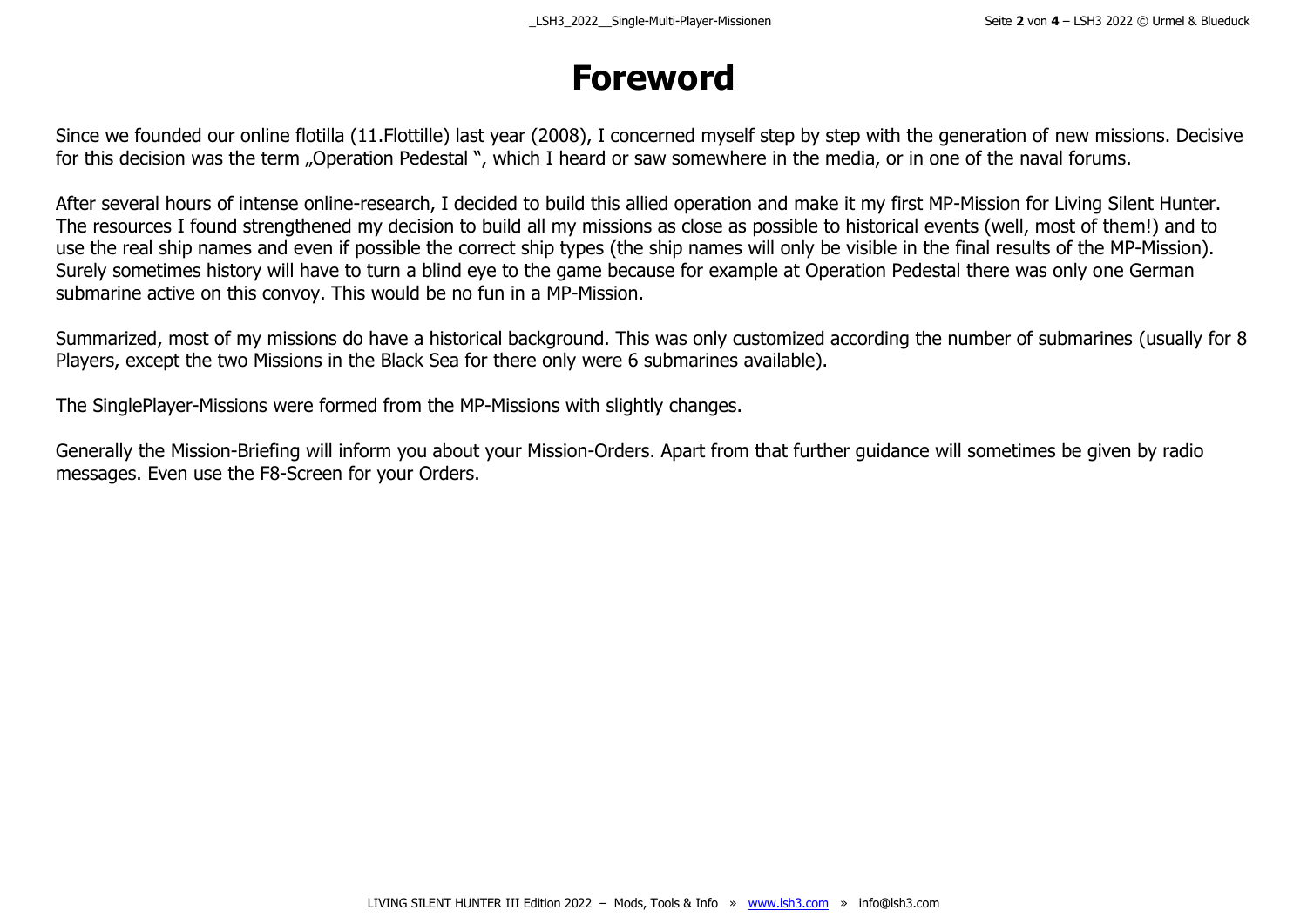# Foreword

Since we founded our online flotilla (11.Flottille) last year (2008), I concerned myself step by step with the generation of new missions. Decisive for this decision was the term „Operation Pedestal “, which I heard or saw somewhere in the media, or in one of the naval forums.

After several hours of intense online-research, I decided to build this allied operation and make it my first MP-Mission for Living Silent Hunter. The resources I found strengthened my decision to build all my missions as close as possible to historical events (well, most of them!) and to use the real ship names and even if possible the correct ship types (the ship names will only be visible in the final results of the MP-Mission). Surely sometimes history will have to turn a blind eye to the game because for example at Operation Pedestal there was only one German submarine active on this convoy. This would be no fun in a MP-Mission.

Summarized, most of my missions do have a historical background. This was only customized according the number of submarines (usually for 8 Players, except the two Missions in the Black Sea for there only were 6 submarines available).

The SinglePlayer-Missions were formed from the MP-Missions with slightly changes.

Generally the Mission-Briefing will inform you about your Mission-Orders. Apart from that further guidance will sometimes be given by radio messages. Even use the F8-Screen for your Orders.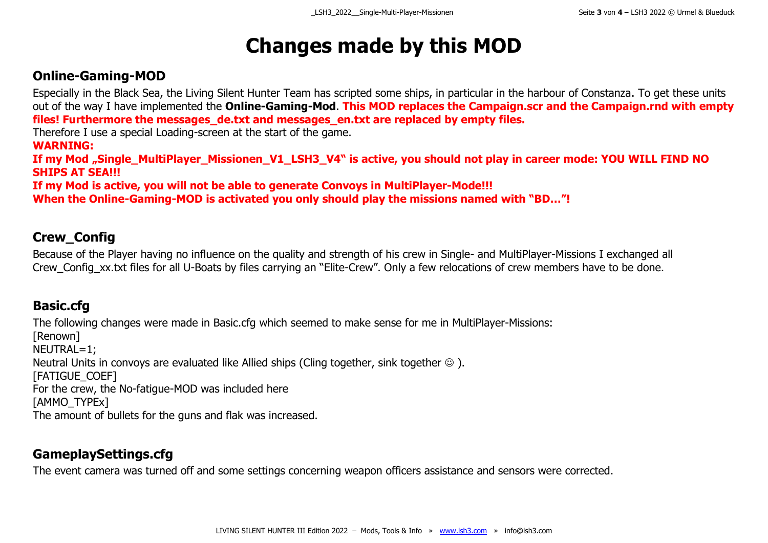# Changes made by this MOD

## Online-Gaming-MOD

Especially in the Black Sea, the Living Silent Hunter Team has scripted some ships, in particular in the harbour of Constanza. To get these units out of the way I have implemented the **Online-Gaming-Mod**. **This MOD replaces the Campaign.scr and the Campaign.rnd with empty files! Furthermore the messages_de.txt and messages_en.txt are replaced by empty files.**

Therefore I use a special Loading-screen at the start of the game.

**WARNING:**

**If my Mod „Single_MultiPlayer_Missionen_V1_LSH3_V4“ is active, you should not play in career mode: YOU WILL FIND NO SHIPS AT SEA!!!**

**If my Mod is active, you will not be able to generate Convoys in MultiPlayer-Mode!!!**

**When the Online-Gaming-MOD is activated you only should play the missions named with “BD…”!**

## Crew_Config

Because of the Player having no influence on the quality and strength of his crew in Single- and MultiPlayer-Missions I exchanged all Crew_Config_xx.txt files for all U-Boats by files carrying an “Elite-Crew”. Only a few relocations of crew members have to be done.

## Basic.cfg

The following changes were made in Basic.cfg which seemed to make sense for me in MultiPlayer-Missions:

[Renown]

NEUTRAL=1;

Neutral Units in convoys are evaluated like Allied ships (Cling together, sink together ☺ ).

[FATIGUE_COEF]

For the crew, the No-fatigue-MOD was included here

[AMMO_TYPEx]

The amount of bullets for the guns and flak was increased.

## GameplaySettings.cfg

The event camera was turned off and some settings concerning weapon officers assistance and sensors were corrected.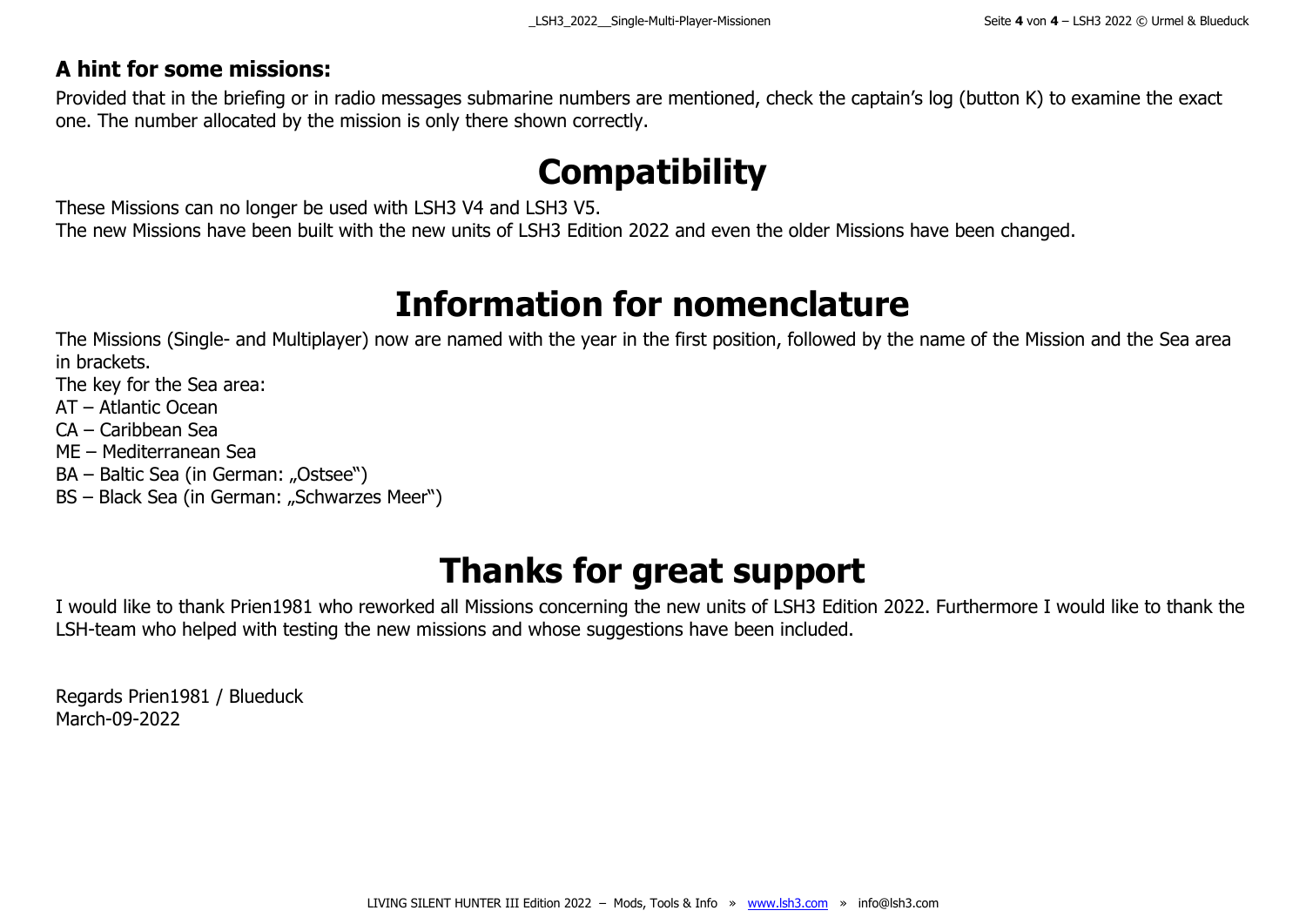**A hint for some missions:**

Provided that in the briefing or in radio messages submarine numbers are mentioned, check the captain's log (button K) to examine the exact one. The number allocated by the mission is only there shown correctly.

# Compatibility

These Missions can no longer be used with LSH3 V4 and LSH3 V5.
The new Missions have been built with the new units of LSH3 Edition 2022 and even the older Missions have been changed.

# Information for nomenclature

The Missions (Single- and Multiplayer) now are named with the year in the first position, followed by the name of the Mission and the Sea area in brackets.
The key for the Sea area:
AT – Atlantic Ocean
CA – Caribbean Sea
ME – Mediterranean Sea
BA – Baltic Sea (in German: „Ostsee")
BS – Black Sea (in German: „Schwarzes Meer")

# Thanks for great support

I would like to thank Prien1981 who reworked all Missions concerning the new units of LSH3 Edition 2022. Furthermore I would like to thank the LSH-team who helped with testing the new missions and whose suggestions have been included.

Regards Prien1981 / Blueduck
March-09-2022